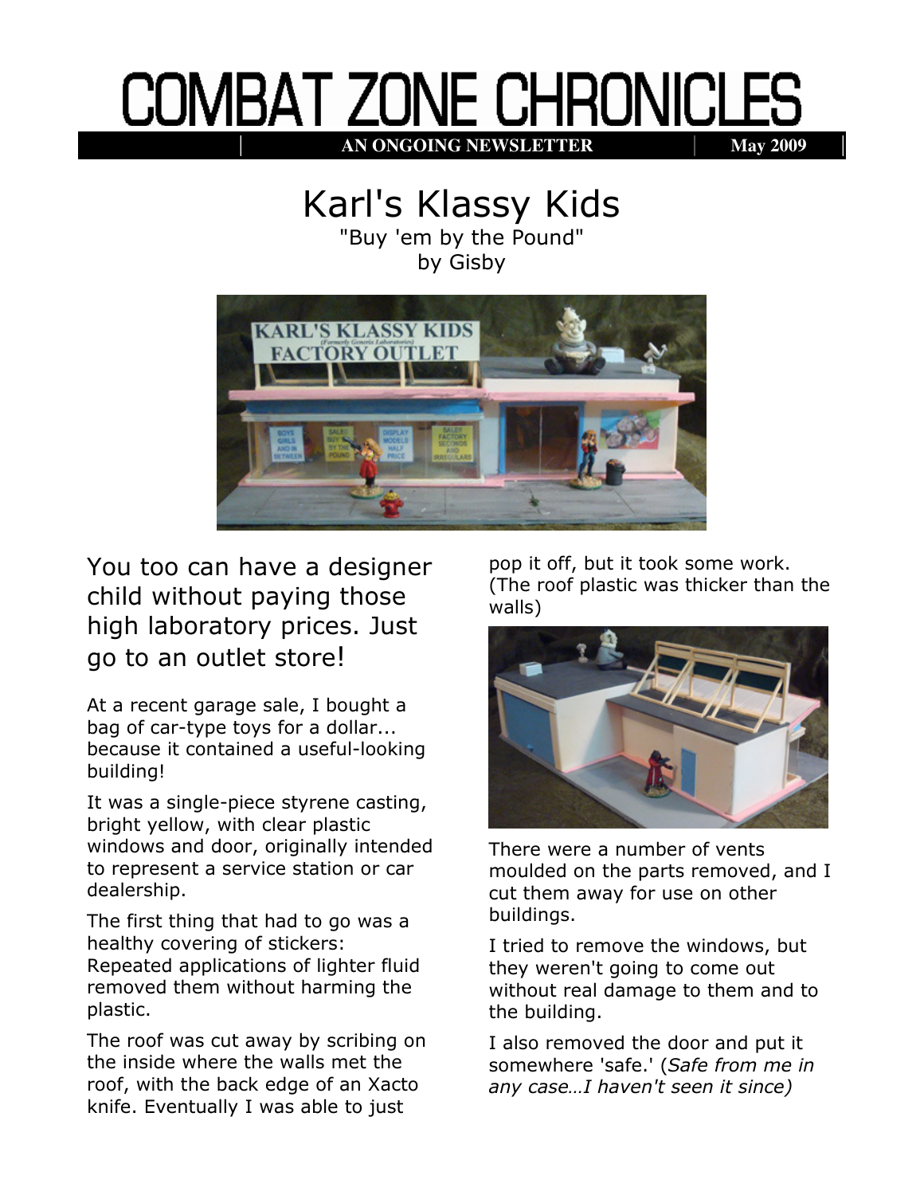# COMBAT ZONE CHRONICLES

AN ONGOING NEWSLETTER | May 2009

## Karl's Klassy Kids

"Buy 'em by the Pound"
by Gisby

### You too can have a designer child without paying those high laboratory prices. Just go to an outlet store!

At a recent garage sale, I bought a bag of car-type toys for a dollar... because it contained a useful-looking building!

It was a single-piece styrene casting, bright yellow, with clear plastic windows and door, originally intended to represent a service station or car dealership.

The first thing that had to go was a healthy covering of stickers: Repeated applications of lighter fluid removed them without harming the plastic.

The roof was cut away by scribing on the inside where the walls met the roof, with the back edge of an Xacto knife. Eventually I was able to just pop it off, but it took some work. (The roof plastic was thicker than the walls)

There were a number of vents moulded on the parts removed, and I cut them away for use on other buildings.

I tried to remove the windows, but they weren't going to come out without real damage to them and to the building.

I also removed the door and put it somewhere 'safe.' (*Safe from me in any case…I haven't seen it since)*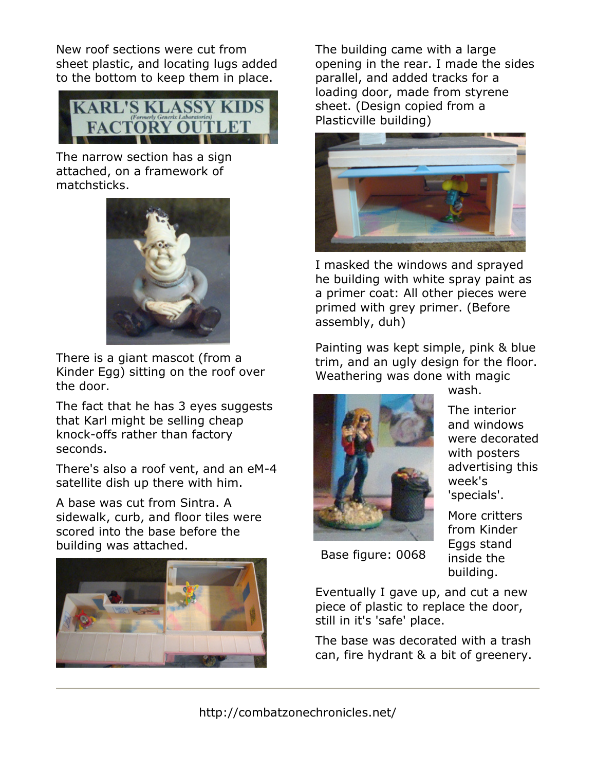New roof sections were cut from sheet plastic, and locating lugs added to the bottom to keep them in place.

The narrow section has a sign attached, on a framework of matchsticks.

There is a giant mascot (from a Kinder Egg) sitting on the roof over the door.

The fact that he has 3 eyes suggests that Karl might be selling cheap knock-offs rather than factory seconds.

There's also a roof vent, and an eM-4 satellite dish up there with him.

A base was cut from Sintra. A sidewalk, curb, and floor tiles were scored into the base before the building was attached.

The building came with a large opening in the rear. I made the sides parallel, and added tracks for a loading door, made from styrene sheet. (Design copied from a Plasticville building)

I masked the windows and sprayed he building with white spray paint as a primer coat: All other pieces were primed with grey primer. (Before assembly, duh)

Painting was kept simple, pink & blue trim, and an ugly design for the floor. Weathering was done with magic wash.

The interior and windows were decorated with posters advertising this week's 'specials'.

More critters from Kinder Eggs stand inside the building.

Base figure: 0068

Eventually I gave up, and cut a new piece of plastic to replace the door, still in it's 'safe' place.

The base was decorated with a trash can, fire hydrant & a bit of greenery.

http://combatzonechronicles.net/